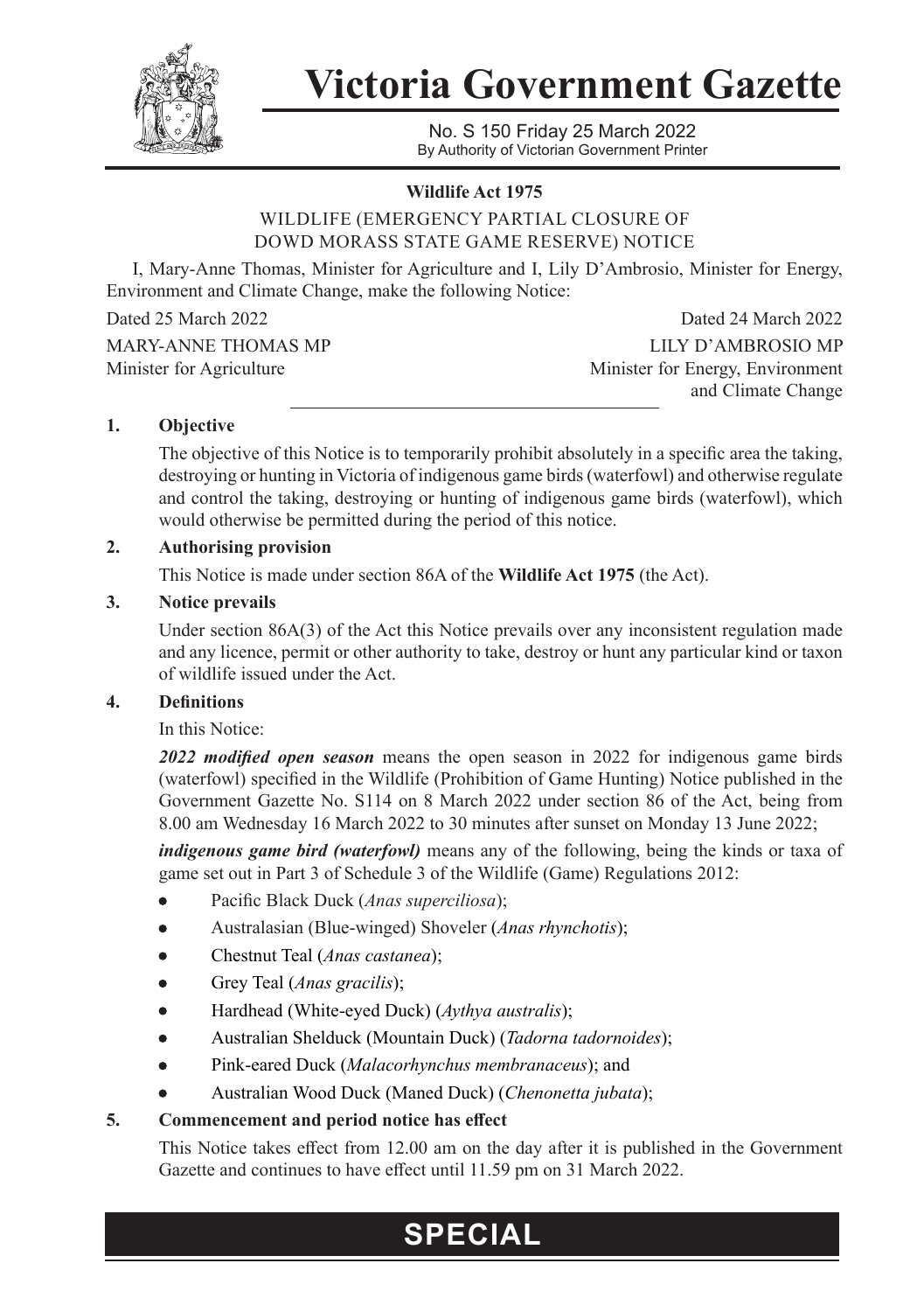# Victoria Government Gazette

No. S 150 Friday 25 March 2022
By Authority of Victorian Government Printer

**Wildlife Act 1975**

WILDLIFE (EMERGENCY PARTIAL CLOSURE OF DOWD MORASS STATE GAME RESERVE) NOTICE

I, Mary-Anne Thomas, Minister for Agriculture and I, Lily D'Ambrosio, Minister for Energy, Environment and Climate Change, make the following Notice:

Dated 25 March 2022

MARY-ANNE THOMAS MP
Minister for Agriculture

Dated 24 March 2022

LILY D'AMBROSIO MP
Minister for Energy, Environment and Climate Change

**1. Objective**

The objective of this Notice is to temporarily prohibit absolutely in a specific area the taking, destroying or hunting in Victoria of indigenous game birds (waterfowl) and otherwise regulate and control the taking, destroying or hunting of indigenous game birds (waterfowl), which would otherwise be permitted during the period of this notice.

**2. Authorising provision**

This Notice is made under section 86A of the **Wildlife Act 1975** (the Act).

**3. Notice prevails**

Under section 86A(3) of the Act this Notice prevails over any inconsistent regulation made and any licence, permit or other authority to take, destroy or hunt any particular kind or taxon of wildlife issued under the Act.

**4. Definitions**

In this Notice:

***2022 modified open season*** means the open season in 2022 for indigenous game birds (waterfowl) specified in the Wildlife (Prohibition of Game Hunting) Notice published in the Government Gazette No. S114 on 8 March 2022 under section 86 of the Act, being from 8.00 am Wednesday 16 March 2022 to 30 minutes after sunset on Monday 13 June 2022;

***indigenous game bird (waterfowl)*** means any of the following, being the kinds or taxa of game set out in Part 3 of Schedule 3 of the Wildlife (Game) Regulations 2012:

- Pacific Black Duck (*Anas superciliosa*);
- Australasian (Blue-winged) Shoveler (*Anas rhynchotis*);
- Chestnut Teal (*Anas castanea*);
- Grey Teal (*Anas gracilis*);
- Hardhead (White-eyed Duck) (*Aythya australis*);
- Australian Shelduck (Mountain Duck) (*Tadorna tadornoides*);
- Pink-eared Duck (*Malacorhynchus membranaceus*); and
- Australian Wood Duck (Maned Duck) (*Chenonetta jubata*);

**5. Commencement and period notice has effect**

This Notice takes effect from 12.00 am on the day after it is published in the Government Gazette and continues to have effect until 11.59 pm on 31 March 2022.

**SPECIAL**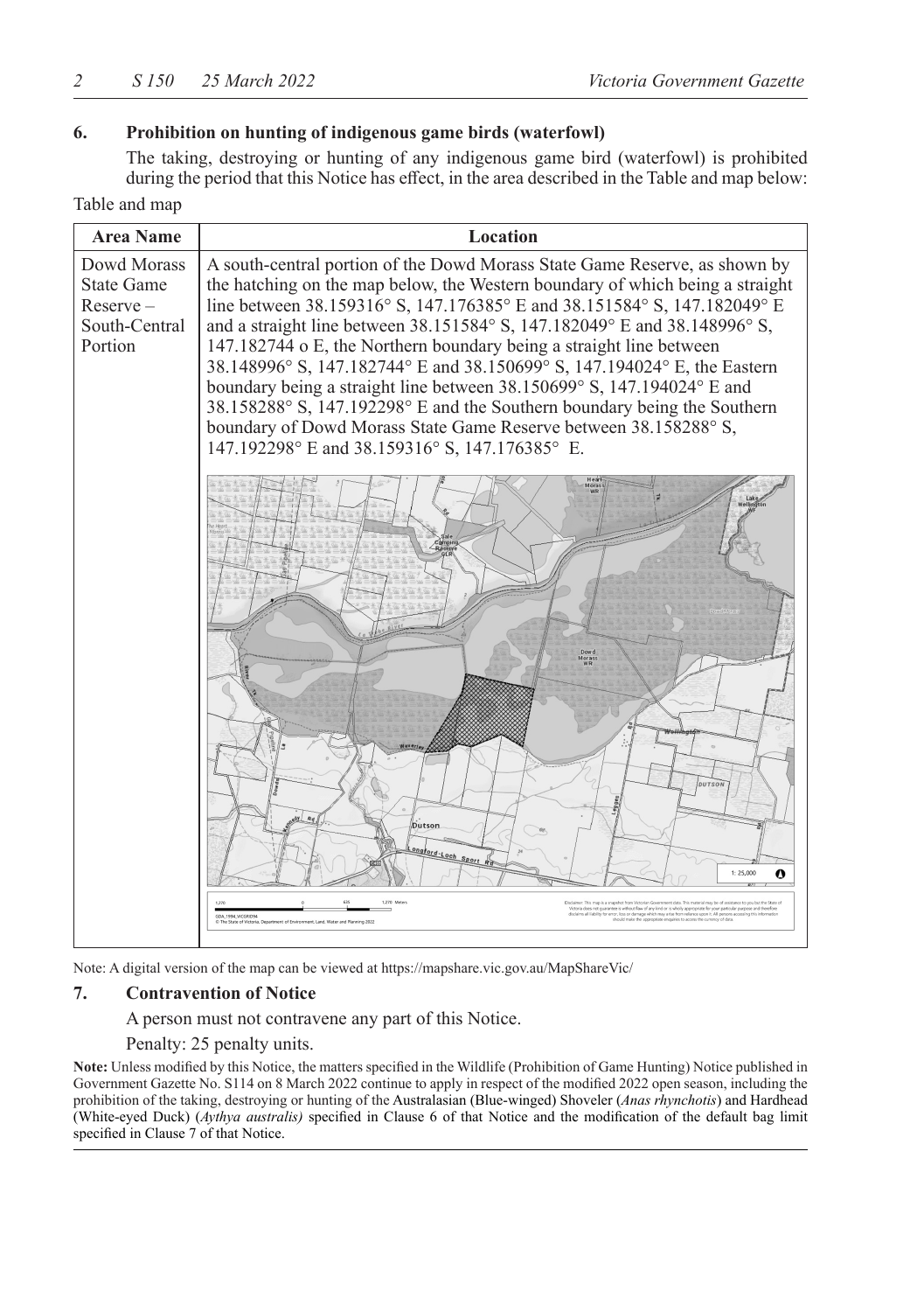## 6. Prohibition on hunting of indigenous game birds (waterfowl)

The taking, destroying or hunting of any indigenous game bird (waterfowl) is prohibited during the period that this Notice has effect, in the area described in the Table and map below:

Table and map

| Area Name | Location |
|---|---|
| Dowd Morass State Game Reserve – South-Central Portion | A south-central portion of the Dowd Morass State Game Reserve, as shown by the hatching on the map below, the Western boundary of which being a straight line between 38.159316° S, 147.176385° E and 38.151584° S, 147.182049° E and a straight line between 38.151584° S, 147.182049° E and 38.148996° S, 147.182744 o E, the Northern boundary being a straight line between 38.148996° S, 147.182744° E and 38.150699° S, 147.194024° E, the Eastern boundary being a straight line between 38.150699° S, 147.194024° E and 38.158288° S, 147.192298° E and the Southern boundary being the Southern boundary of Dowd Morass State Game Reserve between 38.158288° S, 147.192298° E and 38.159316° S, 147.176385° E. |

Note: A digital version of the map can be viewed at https://mapshare.vic.gov.au/MapShareVic/

## 7. Contravention of Notice

A person must not contravene any part of this Notice.

Penalty: 25 penalty units.

**Note:** Unless modified by this Notice, the matters specified in the Wildlife (Prohibition of Game Hunting) Notice published in Government Gazette No. S114 on 8 March 2022 continue to apply in respect of the modified 2022 open season, including the prohibition of the taking, destroying or hunting of the Australasian (Blue-winged) Shoveler (*Anas rhynchotis*) and Hardhead (White-eyed Duck) (*Aythya australis)* specified in Clause 6 of that Notice and the modification of the default bag limit specified in Clause 7 of that Notice.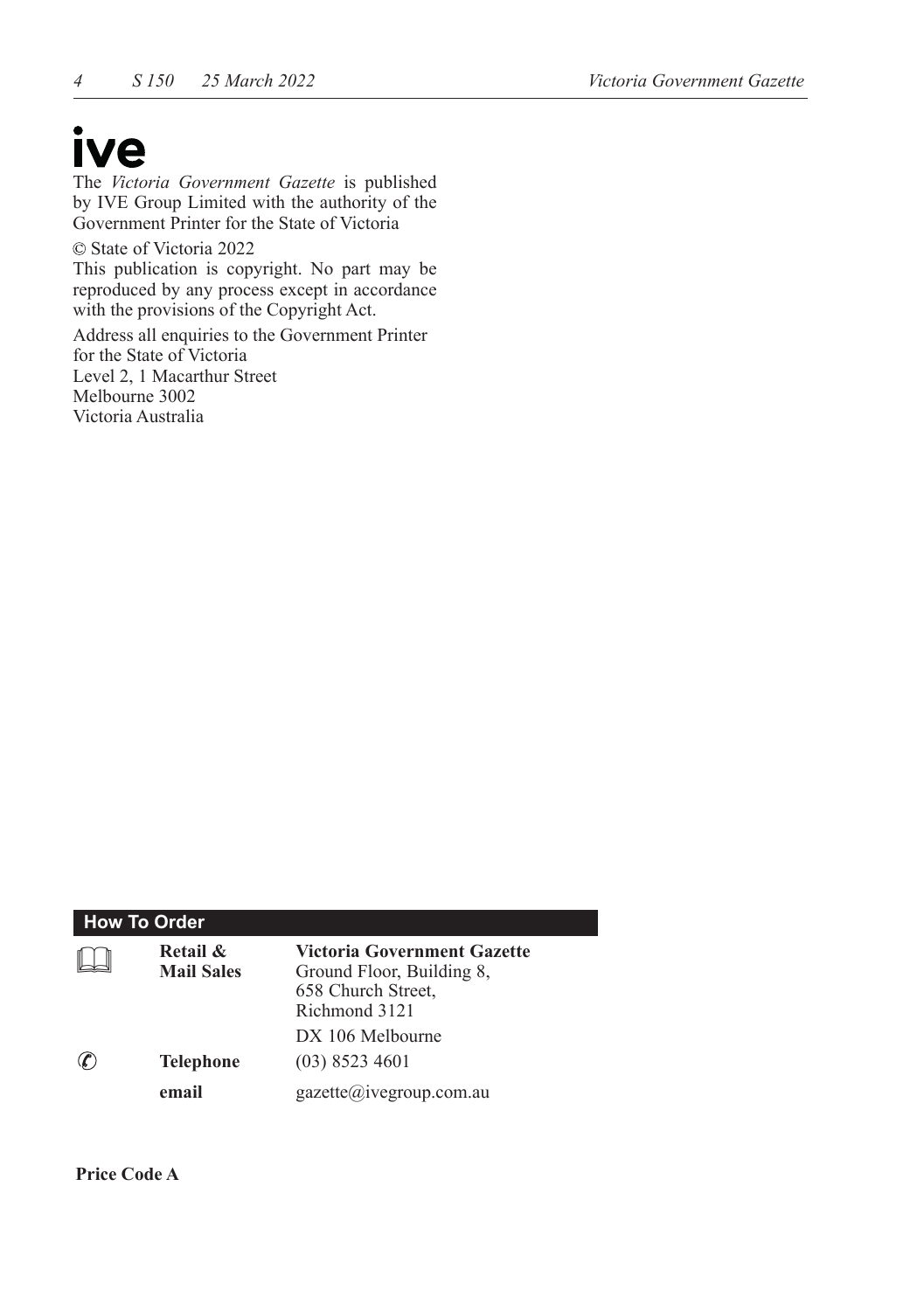**ive**

The *Victoria Government Gazette* is published by IVE Group Limited with the authority of the Government Printer for the State of Victoria

© State of Victoria 2022

This publication is copyright. No part may be reproduced by any process except in accordance with the provisions of the Copyright Act.

Address all enquiries to the Government Printer for the State of Victoria
Level 2, 1 Macarthur Street
Melbourne 3002
Victoria Australia

**How To Order**

| | | |
|---|---|---|
| | **Retail & Mail Sales** | **Victoria Government Gazette** Ground Floor, Building 8, 658 Church Street, Richmond 3121 |
| | | DX 106 Melbourne |
| | **Telephone** | (03) 8523 4601 |
| | **email** | gazette@ivegroup.com.au |

**Price Code A**